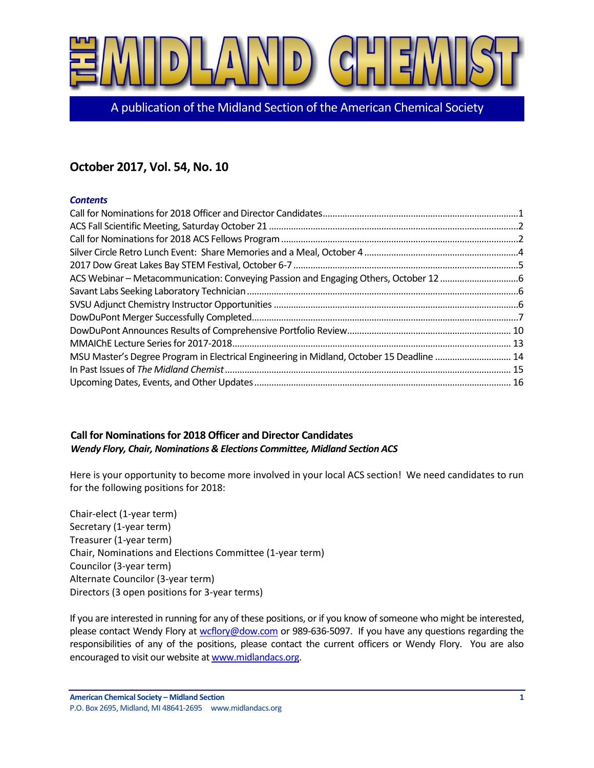# THE MIDLAND CHEMIST

A publication of the Midland Section of the American Chemical Society

## October 2017, Vol. 54, No. 10

### *Contents*

Call for Nominations for 2018 Officer and Director Candidates ....... 1
ACS Fall Scientific Meeting, Saturday October 21 ....... 2
Call for Nominations for 2018 ACS Fellows Program ....... 2
Silver Circle Retro Lunch Event: Share Memories and a Meal, October 4 ....... 4
2017 Dow Great Lakes Bay STEM Festival, October 6-7 ....... 5
ACS Webinar – Metacommunication: Conveying Passion and Engaging Others, October 12 ....... 6
Savant Labs Seeking Laboratory Technician ....... 6
SVSU Adjunct Chemistry Instructor Opportunities ....... 6
DowDuPont Merger Successfully Completed ....... 7
DowDuPont Announces Results of Comprehensive Portfolio Review ....... 10
MMAIChE Lecture Series for 2017-2018 ....... 13
MSU Master's Degree Program in Electrical Engineering in Midland, October 15 Deadline ....... 14
In Past Issues of *The Midland Chemist* ....... 15
Upcoming Dates, Events, and Other Updates ....... 16

### Call for Nominations for 2018 Officer and Director Candidates

***Wendy Flory, Chair, Nominations & Elections Committee, Midland Section ACS***

Here is your opportunity to become more involved in your local ACS section! We need candidates to run for the following positions for 2018:

Chair-elect (1-year term)
Secretary (1-year term)
Treasurer (1-year term)
Chair, Nominations and Elections Committee (1-year term)
Councilor (3-year term)
Alternate Councilor (3-year term)
Directors (3 open positions for 3-year terms)

If you are interested in running for any of these positions, or if you know of someone who might be interested, please contact Wendy Flory at wcflory@dow.com or 989-636-5097. If you have any questions regarding the responsibilities of any of the positions, please contact the current officers or Wendy Flory. You are also encouraged to visit our website at www.midlandacs.org.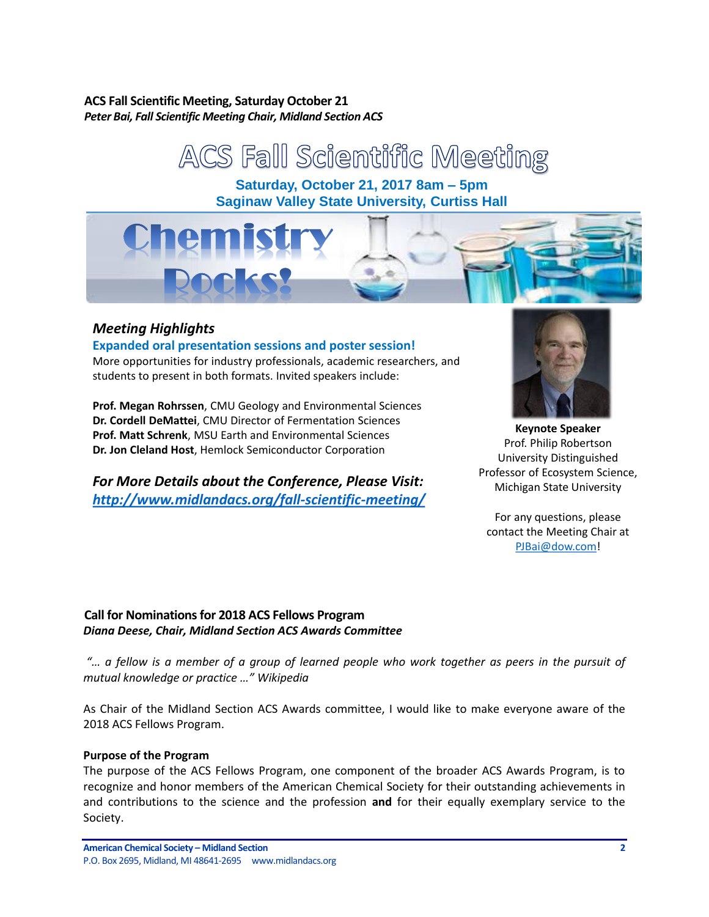**ACS Fall Scientific Meeting, Saturday October 21**

***Peter Bai, Fall Scientific Meeting Chair, Midland Section ACS***

# ACS Fall Scientific Meeting

**Saturday, October 21, 2017 8am – 5pm**

**Saginaw Valley State University, Curtiss Hall**

Chemistry Rocks!

### *Meeting Highlights*

**Expanded oral presentation sessions and poster session!**

More opportunities for industry professionals, academic researchers, and students to present in both formats. Invited speakers include:

**Prof. Megan Rohrssen**, CMU Geology and Environmental Sciences
**Dr. Cordell DeMattei**, CMU Director of Fermentation Sciences
**Prof. Matt Schrenk**, MSU Earth and Environmental Sciences
**Dr. Jon Cleland Host**, Hemlock Semiconductor Corporation

***For More Details about the Conference, Please Visit:***
***http://www.midlandacs.org/fall-scientific-meeting/***

**Keynote Speaker**
Prof. Philip Robertson
University Distinguished Professor of Ecosystem Science, Michigan State University

For any questions, please contact the Meeting Chair at PJBai@dow.com!

**Call for Nominations for 2018 ACS Fellows Program**

***Diana Deese, Chair, Midland Section ACS Awards Committee***

*"… a fellow is a member of a group of learned people who work together as peers in the pursuit of mutual knowledge or practice …" Wikipedia*

As Chair of the Midland Section ACS Awards committee, I would like to make everyone aware of the 2018 ACS Fellows Program.

**Purpose of the Program**

The purpose of the ACS Fellows Program, one component of the broader ACS Awards Program, is to recognize and honor members of the American Chemical Society for their outstanding achievements in and contributions to the science and the profession **and** for their equally exemplary service to the Society.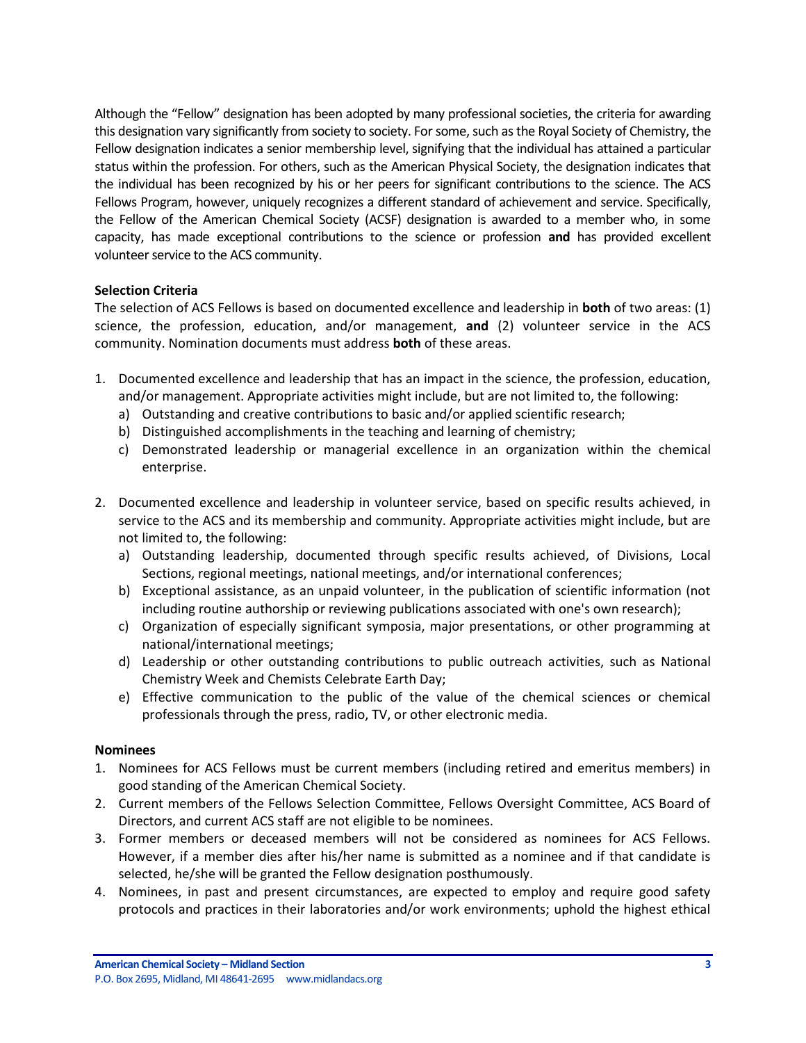Although the "Fellow" designation has been adopted by many professional societies, the criteria for awarding this designation vary significantly from society to society. For some, such as the Royal Society of Chemistry, the Fellow designation indicates a senior membership level, signifying that the individual has attained a particular status within the profession. For others, such as the American Physical Society, the designation indicates that the individual has been recognized by his or her peers for significant contributions to the science. The ACS Fellows Program, however, uniquely recognizes a different standard of achievement and service. Specifically, the Fellow of the American Chemical Society (ACSF) designation is awarded to a member who, in some capacity, has made exceptional contributions to the science or profession **and** has provided excellent volunteer service to the ACS community.

**Selection Criteria**

The selection of ACS Fellows is based on documented excellence and leadership in **both** of two areas: (1) science, the profession, education, and/or management, **and** (2) volunteer service in the ACS community. Nomination documents must address **both** of these areas.

1. Documented excellence and leadership that has an impact in the science, the profession, education, and/or management. Appropriate activities might include, but are not limited to, the following:
   a) Outstanding and creative contributions to basic and/or applied scientific research;
   b) Distinguished accomplishments in the teaching and learning of chemistry;
   c) Demonstrated leadership or managerial excellence in an organization within the chemical enterprise.

2. Documented excellence and leadership in volunteer service, based on specific results achieved, in service to the ACS and its membership and community. Appropriate activities might include, but are not limited to, the following:
   a) Outstanding leadership, documented through specific results achieved, of Divisions, Local Sections, regional meetings, national meetings, and/or international conferences;
   b) Exceptional assistance, as an unpaid volunteer, in the publication of scientific information (not including routine authorship or reviewing publications associated with one's own research);
   c) Organization of especially significant symposia, major presentations, or other programming at national/international meetings;
   d) Leadership or other outstanding contributions to public outreach activities, such as National Chemistry Week and Chemists Celebrate Earth Day;
   e) Effective communication to the public of the value of the chemical sciences or chemical professionals through the press, radio, TV, or other electronic media.

**Nominees**

1. Nominees for ACS Fellows must be current members (including retired and emeritus members) in good standing of the American Chemical Society.
2. Current members of the Fellows Selection Committee, Fellows Oversight Committee, ACS Board of Directors, and current ACS staff are not eligible to be nominees.
3. Former members or deceased members will not be considered as nominees for ACS Fellows. However, if a member dies after his/her name is submitted as a nominee and if that candidate is selected, he/she will be granted the Fellow designation posthumously.
4. Nominees, in past and present circumstances, are expected to employ and require good safety protocols and practices in their laboratories and/or work environments; uphold the highest ethical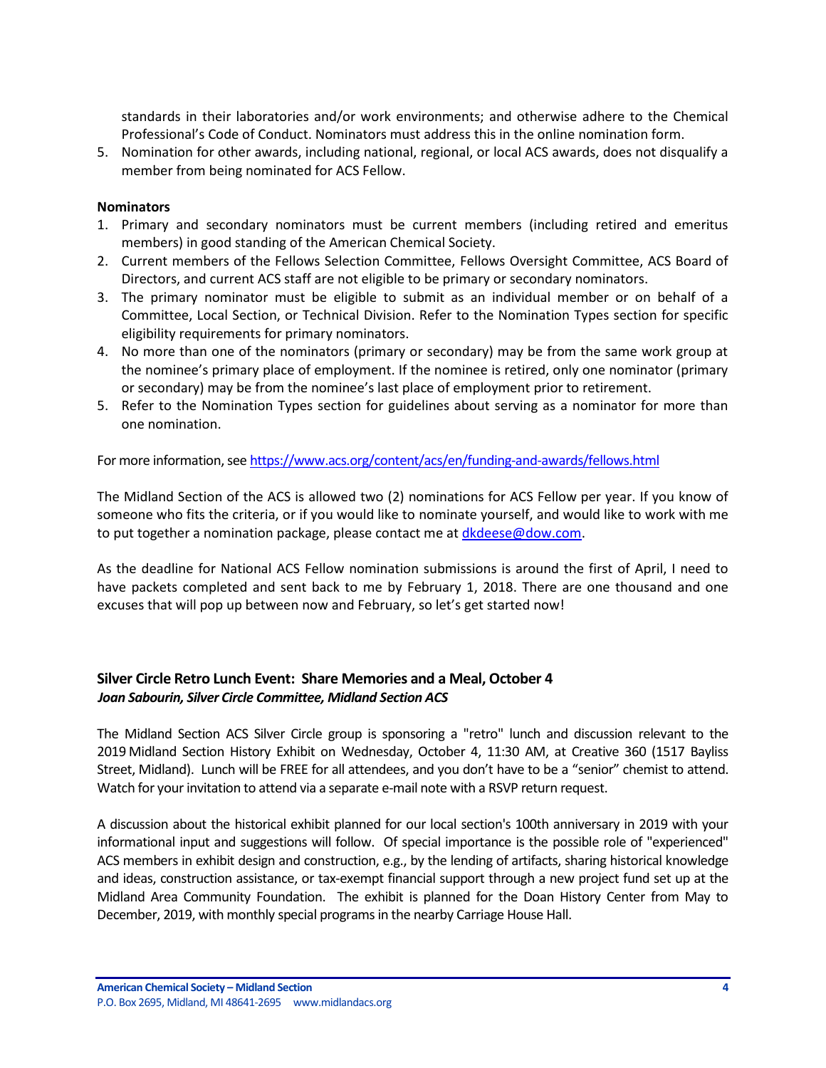standards in their laboratories and/or work environments; and otherwise adhere to the Chemical Professional's Code of Conduct. Nominators must address this in the online nomination form.

5. Nomination for other awards, including national, regional, or local ACS awards, does not disqualify a member from being nominated for ACS Fellow.

**Nominators**

1. Primary and secondary nominators must be current members (including retired and emeritus members) in good standing of the American Chemical Society.
2. Current members of the Fellows Selection Committee, Fellows Oversight Committee, ACS Board of Directors, and current ACS staff are not eligible to be primary or secondary nominators.
3. The primary nominator must be eligible to submit as an individual member or on behalf of a Committee, Local Section, or Technical Division. Refer to the Nomination Types section for specific eligibility requirements for primary nominators.
4. No more than one of the nominators (primary or secondary) may be from the same work group at the nominee's primary place of employment. If the nominee is retired, only one nominator (primary or secondary) may be from the nominee's last place of employment prior to retirement.
5. Refer to the Nomination Types section for guidelines about serving as a nominator for more than one nomination.

For more information, see https://www.acs.org/content/acs/en/funding-and-awards/fellows.html

The Midland Section of the ACS is allowed two (2) nominations for ACS Fellow per year. If you know of someone who fits the criteria, or if you would like to nominate yourself, and would like to work with me to put together a nomination package, please contact me at dkdeese@dow.com.

As the deadline for National ACS Fellow nomination submissions is around the first of April, I need to have packets completed and sent back to me by February 1, 2018. There are one thousand and one excuses that will pop up between now and February, so let's get started now!

### Silver Circle Retro Lunch Event: Share Memories and a Meal, October 4

***Joan Sabourin, Silver Circle Committee, Midland Section ACS***

The Midland Section ACS Silver Circle group is sponsoring a "retro" lunch and discussion relevant to the 2019 Midland Section History Exhibit on Wednesday, October 4, 11:30 AM, at Creative 360 (1517 Bayliss Street, Midland). Lunch will be FREE for all attendees, and you don't have to be a "senior" chemist to attend. Watch for your invitation to attend via a separate e-mail note with a RSVP return request.

A discussion about the historical exhibit planned for our local section's 100th anniversary in 2019 with your informational input and suggestions will follow. Of special importance is the possible role of "experienced" ACS members in exhibit design and construction, e.g., by the lending of artifacts, sharing historical knowledge and ideas, construction assistance, or tax-exempt financial support through a new project fund set up at the Midland Area Community Foundation. The exhibit is planned for the Doan History Center from May to December, 2019, with monthly special programs in the nearby Carriage House Hall.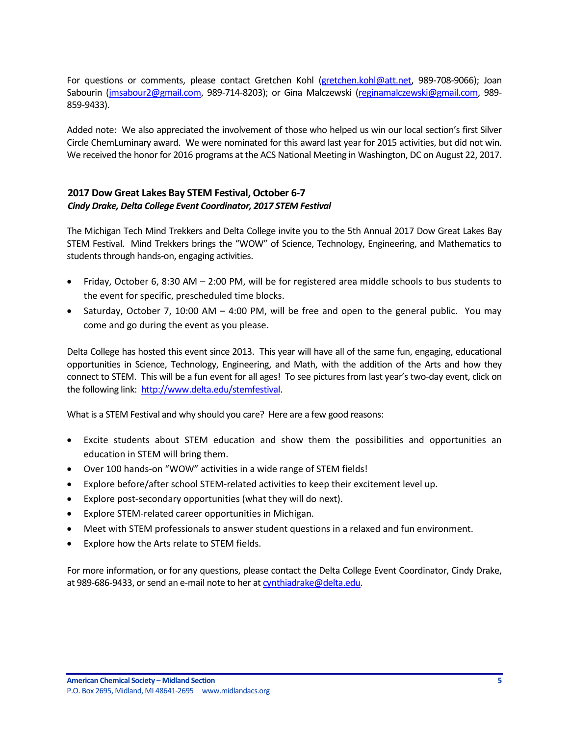For questions or comments, please contact Gretchen Kohl (gretchen.kohl@att.net, 989-708-9066); Joan Sabourin (jmsabour2@gmail.com, 989-714-8203); or Gina Malczewski (reginamalczewski@gmail.com, 989-859-9433).

Added note: We also appreciated the involvement of those who helped us win our local section's first Silver Circle ChemLuminary award. We were nominated for this award last year for 2015 activities, but did not win. We received the honor for 2016 programs at the ACS National Meeting in Washington, DC on August 22, 2017.

## 2017 Dow Great Lakes Bay STEM Festival, October 6-7

***Cindy Drake, Delta College Event Coordinator, 2017 STEM Festival***

The Michigan Tech Mind Trekkers and Delta College invite you to the 5th Annual 2017 Dow Great Lakes Bay STEM Festival. Mind Trekkers brings the "WOW" of Science, Technology, Engineering, and Mathematics to students through hands-on, engaging activities.

- Friday, October 6, 8:30 AM – 2:00 PM, will be for registered area middle schools to bus students to the event for specific, prescheduled time blocks.
- Saturday, October 7, 10:00 AM – 4:00 PM, will be free and open to the general public. You may come and go during the event as you please.

Delta College has hosted this event since 2013. This year will have all of the same fun, engaging, educational opportunities in Science, Technology, Engineering, and Math, with the addition of the Arts and how they connect to STEM. This will be a fun event for all ages! To see pictures from last year's two-day event, click on the following link: http://www.delta.edu/stemfestival.

What is a STEM Festival and why should you care? Here are a few good reasons:

- Excite students about STEM education and show them the possibilities and opportunities an education in STEM will bring them.
- Over 100 hands-on "WOW" activities in a wide range of STEM fields!
- Explore before/after school STEM-related activities to keep their excitement level up.
- Explore post-secondary opportunities (what they will do next).
- Explore STEM-related career opportunities in Michigan.
- Meet with STEM professionals to answer student questions in a relaxed and fun environment.
- Explore how the Arts relate to STEM fields.

For more information, or for any questions, please contact the Delta College Event Coordinator, Cindy Drake, at 989-686-9433, or send an e-mail note to her at cynthiadrake@delta.edu.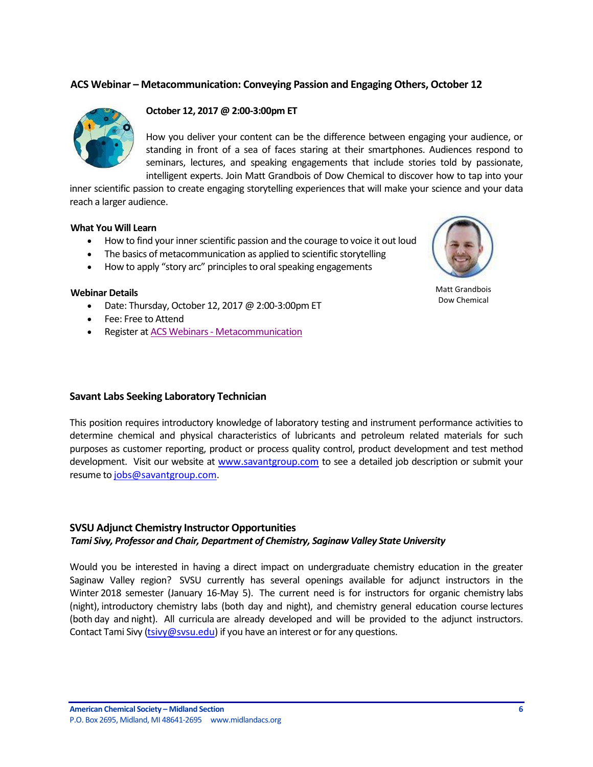### ACS Webinar – Metacommunication: Conveying Passion and Engaging Others, October 12

**October 12, 2017 @ 2:00-3:00pm ET**

How you deliver your content can be the difference between engaging your audience, or standing in front of a sea of faces staring at their smartphones. Audiences respond to seminars, lectures, and speaking engagements that include stories told by passionate, intelligent experts. Join Matt Grandbois of Dow Chemical to discover how to tap into your inner scientific passion to create engaging storytelling experiences that will make your science and your data reach a larger audience.

**What You Will Learn**

- How to find your inner scientific passion and the courage to voice it out loud
- The basics of metacommunication as applied to scientific storytelling
- How to apply "story arc" principles to oral speaking engagements

Matt Grandbois
Dow Chemical

**Webinar Details**

- Date: Thursday, October 12, 2017 @ 2:00-3:00pm ET
- Fee: Free to Attend
- Register at ACS Webinars - Metacommunication

### Savant Labs Seeking Laboratory Technician

This position requires introductory knowledge of laboratory testing and instrument performance activities to determine chemical and physical characteristics of lubricants and petroleum related materials for such purposes as customer reporting, product or process quality control, product development and test method development. Visit our website at www.savantgroup.com to see a detailed job description or submit your resume to jobs@savantgroup.com.

### SVSU Adjunct Chemistry Instructor Opportunities

***Tami Sivy, Professor and Chair, Department of Chemistry, Saginaw Valley State University***

Would you be interested in having a direct impact on undergraduate chemistry education in the greater Saginaw Valley region? SVSU currently has several openings available for adjunct instructors in the Winter 2018 semester (January 16-May 5). The current need is for instructors for organic chemistry labs (night), introductory chemistry labs (both day and night), and chemistry general education course lectures (both day and night). All curricula are already developed and will be provided to the adjunct instructors. Contact Tami Sivy (tsivy@svsu.edu) if you have an interest or for any questions.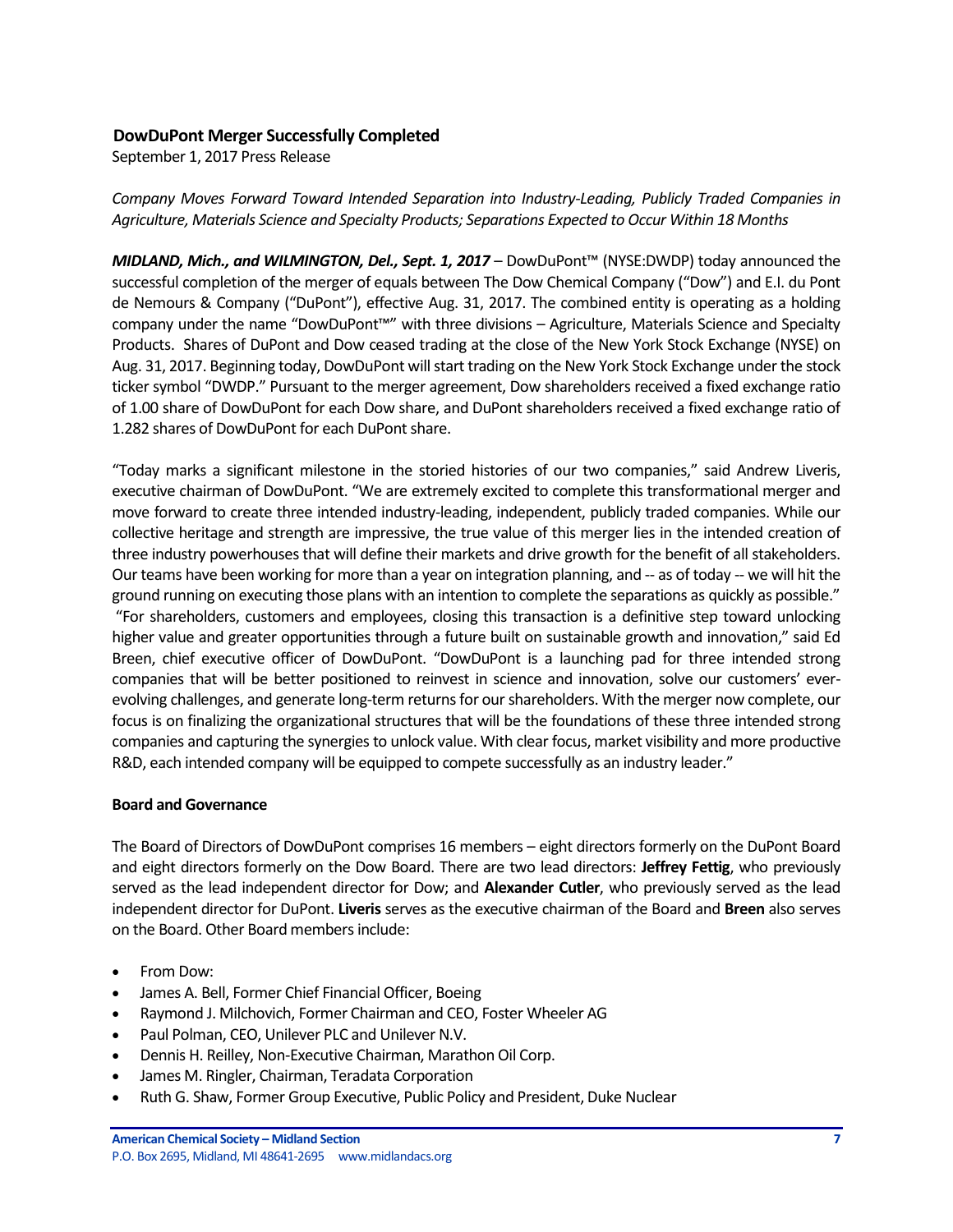## DowDuPont Merger Successfully Completed

September 1, 2017 Press Release

*Company Moves Forward Toward Intended Separation into Industry-Leading, Publicly Traded Companies in Agriculture, Materials Science and Specialty Products; Separations Expected to Occur Within 18 Months*

***MIDLAND, Mich., and WILMINGTON, Del., Sept. 1, 2017*** – DowDuPont™ (NYSE:DWDP) today announced the successful completion of the merger of equals between The Dow Chemical Company ("Dow") and E.I. du Pont de Nemours & Company ("DuPont"), effective Aug. 31, 2017. The combined entity is operating as a holding company under the name "DowDuPont™" with three divisions – Agriculture, Materials Science and Specialty Products. Shares of DuPont and Dow ceased trading at the close of the New York Stock Exchange (NYSE) on Aug. 31, 2017. Beginning today, DowDuPont will start trading on the New York Stock Exchange under the stock ticker symbol "DWDP." Pursuant to the merger agreement, Dow shareholders received a fixed exchange ratio of 1.00 share of DowDuPont for each Dow share, and DuPont shareholders received a fixed exchange ratio of 1.282 shares of DowDuPont for each DuPont share.

"Today marks a significant milestone in the storied histories of our two companies," said Andrew Liveris, executive chairman of DowDuPont. "We are extremely excited to complete this transformational merger and move forward to create three intended industry-leading, independent, publicly traded companies. While our collective heritage and strength are impressive, the true value of this merger lies in the intended creation of three industry powerhouses that will define their markets and drive growth for the benefit of all stakeholders. Our teams have been working for more than a year on integration planning, and -- as of today -- we will hit the ground running on executing those plans with an intention to complete the separations as quickly as possible."

"For shareholders, customers and employees, closing this transaction is a definitive step toward unlocking higher value and greater opportunities through a future built on sustainable growth and innovation," said Ed Breen, chief executive officer of DowDuPont. "DowDuPont is a launching pad for three intended strong companies that will be better positioned to reinvest in science and innovation, solve our customers' ever-evolving challenges, and generate long-term returns for our shareholders. With the merger now complete, our focus is on finalizing the organizational structures that will be the foundations of these three intended strong companies and capturing the synergies to unlock value. With clear focus, market visibility and more productive R&D, each intended company will be equipped to compete successfully as an industry leader."

### Board and Governance

The Board of Directors of DowDuPont comprises 16 members – eight directors formerly on the DuPont Board and eight directors formerly on the Dow Board. There are two lead directors: **Jeffrey Fettig**, who previously served as the lead independent director for Dow; and **Alexander Cutler**, who previously served as the lead independent director for DuPont. **Liveris** serves as the executive chairman of the Board and **Breen** also serves on the Board. Other Board members include:

- From Dow:
- James A. Bell, Former Chief Financial Officer, Boeing
- Raymond J. Milchovich, Former Chairman and CEO, Foster Wheeler AG
- Paul Polman, CEO, Unilever PLC and Unilever N.V.
- Dennis H. Reilley, Non-Executive Chairman, Marathon Oil Corp.
- James M. Ringler, Chairman, Teradata Corporation
- Ruth G. Shaw, Former Group Executive, Public Policy and President, Duke Nuclear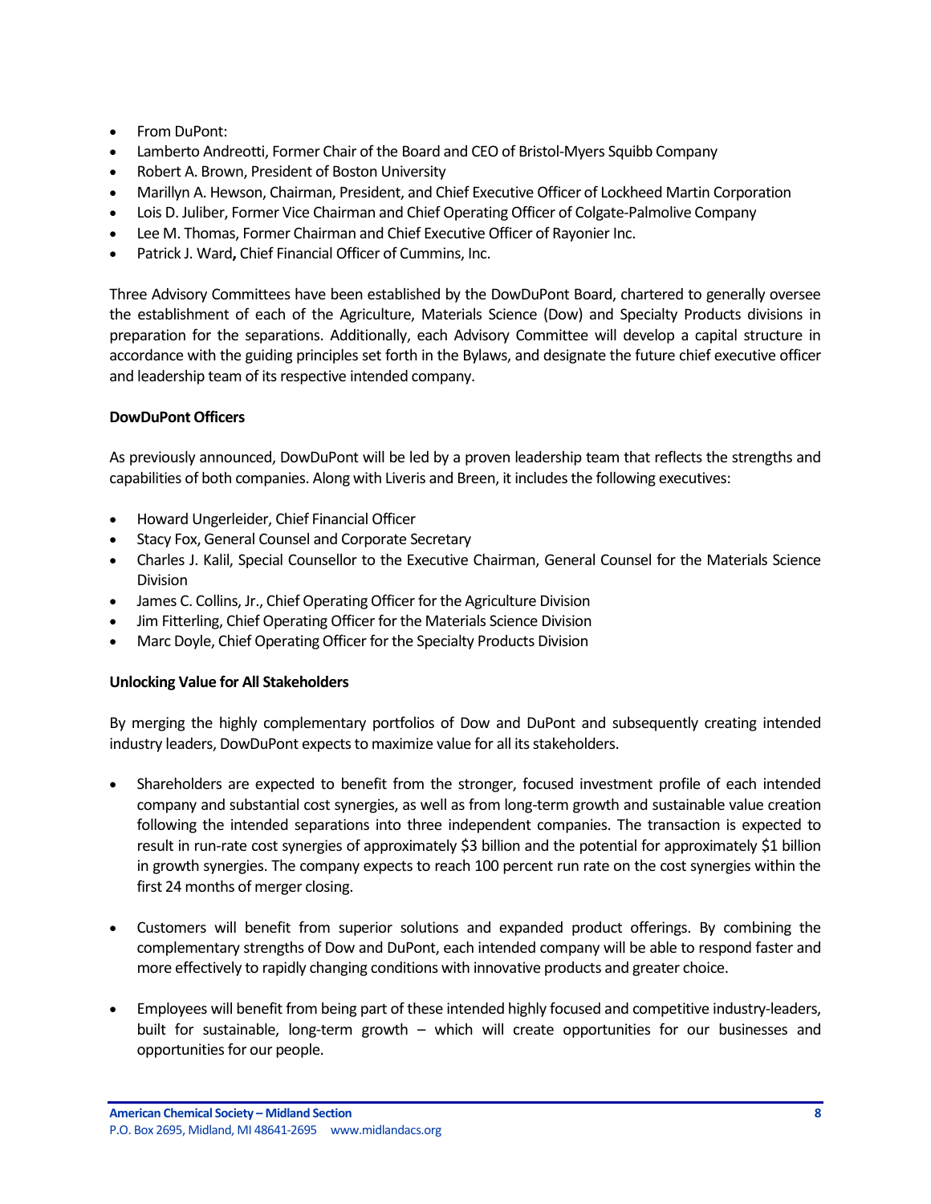- From DuPont:
- Lamberto Andreotti, Former Chair of the Board and CEO of Bristol-Myers Squibb Company
- Robert A. Brown, President of Boston University
- Marillyn A. Hewson, Chairman, President, and Chief Executive Officer of Lockheed Martin Corporation
- Lois D. Juliber, Former Vice Chairman and Chief Operating Officer of Colgate-Palmolive Company
- Lee M. Thomas, Former Chairman and Chief Executive Officer of Rayonier Inc.
- Patrick J. Ward**,** Chief Financial Officer of Cummins, Inc.

Three Advisory Committees have been established by the DowDuPont Board, chartered to generally oversee the establishment of each of the Agriculture, Materials Science (Dow) and Specialty Products divisions in preparation for the separations. Additionally, each Advisory Committee will develop a capital structure in accordance with the guiding principles set forth in the Bylaws, and designate the future chief executive officer and leadership team of its respective intended company.

**DowDuPont Officers**

As previously announced, DowDuPont will be led by a proven leadership team that reflects the strengths and capabilities of both companies. Along with Liveris and Breen, it includes the following executives:

- Howard Ungerleider, Chief Financial Officer
- Stacy Fox, General Counsel and Corporate Secretary
- Charles J. Kalil, Special Counsellor to the Executive Chairman, General Counsel for the Materials Science Division
- James C. Collins, Jr., Chief Operating Officer for the Agriculture Division
- Jim Fitterling, Chief Operating Officer for the Materials Science Division
- Marc Doyle, Chief Operating Officer for the Specialty Products Division

**Unlocking Value for All Stakeholders**

By merging the highly complementary portfolios of Dow and DuPont and subsequently creating intended industry leaders, DowDuPont expects to maximize value for all its stakeholders.

- Shareholders are expected to benefit from the stronger, focused investment profile of each intended company and substantial cost synergies, as well as from long-term growth and sustainable value creation following the intended separations into three independent companies. The transaction is expected to result in run-rate cost synergies of approximately $3 billion and the potential for approximately $1 billion in growth synergies. The company expects to reach 100 percent run rate on the cost synergies within the first 24 months of merger closing.

- Customers will benefit from superior solutions and expanded product offerings. By combining the complementary strengths of Dow and DuPont, each intended company will be able to respond faster and more effectively to rapidly changing conditions with innovative products and greater choice.

- Employees will benefit from being part of these intended highly focused and competitive industry-leaders, built for sustainable, long-term growth – which will create opportunities for our businesses and opportunities for our people.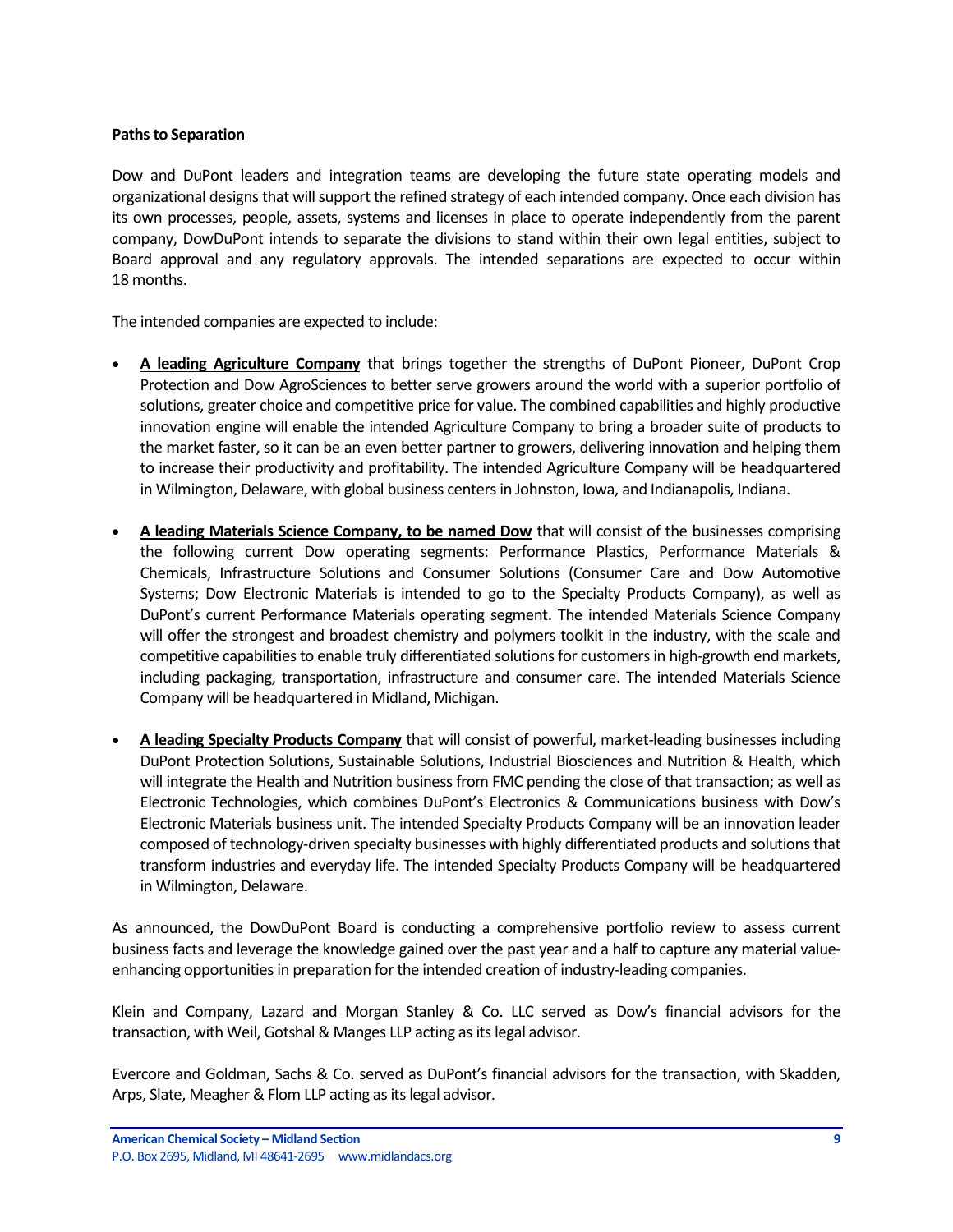**Paths to Separation**

Dow and DuPont leaders and integration teams are developing the future state operating models and organizational designs that will support the refined strategy of each intended company. Once each division has its own processes, people, assets, systems and licenses in place to operate independently from the parent company, DowDuPont intends to separate the divisions to stand within their own legal entities, subject to Board approval and any regulatory approvals. The intended separations are expected to occur within 18 months.

The intended companies are expected to include:

- **A leading Agriculture Company** that brings together the strengths of DuPont Pioneer, DuPont Crop Protection and Dow AgroSciences to better serve growers around the world with a superior portfolio of solutions, greater choice and competitive price for value. The combined capabilities and highly productive innovation engine will enable the intended Agriculture Company to bring a broader suite of products to the market faster, so it can be an even better partner to growers, delivering innovation and helping them to increase their productivity and profitability. The intended Agriculture Company will be headquartered in Wilmington, Delaware, with global business centers in Johnston, Iowa, and Indianapolis, Indiana.
- **A leading Materials Science Company, to be named Dow** that will consist of the businesses comprising the following current Dow operating segments: Performance Plastics, Performance Materials & Chemicals, Infrastructure Solutions and Consumer Solutions (Consumer Care and Dow Automotive Systems; Dow Electronic Materials is intended to go to the Specialty Products Company), as well as DuPont's current Performance Materials operating segment. The intended Materials Science Company will offer the strongest and broadest chemistry and polymers toolkit in the industry, with the scale and competitive capabilities to enable truly differentiated solutions for customers in high-growth end markets, including packaging, transportation, infrastructure and consumer care. The intended Materials Science Company will be headquartered in Midland, Michigan.
- **A leading Specialty Products Company** that will consist of powerful, market-leading businesses including DuPont Protection Solutions, Sustainable Solutions, Industrial Biosciences and Nutrition & Health, which will integrate the Health and Nutrition business from FMC pending the close of that transaction; as well as Electronic Technologies, which combines DuPont's Electronics & Communications business with Dow's Electronic Materials business unit. The intended Specialty Products Company will be an innovation leader composed of technology-driven specialty businesses with highly differentiated products and solutions that transform industries and everyday life. The intended Specialty Products Company will be headquartered in Wilmington, Delaware.

As announced, the DowDuPont Board is conducting a comprehensive portfolio review to assess current business facts and leverage the knowledge gained over the past year and a half to capture any material value-enhancing opportunities in preparation for the intended creation of industry-leading companies.

Klein and Company, Lazard and Morgan Stanley & Co. LLC served as Dow's financial advisors for the transaction, with Weil, Gotshal & Manges LLP acting as its legal advisor.

Evercore and Goldman, Sachs & Co. served as DuPont's financial advisors for the transaction, with Skadden, Arps, Slate, Meagher & Flom LLP acting as its legal advisor.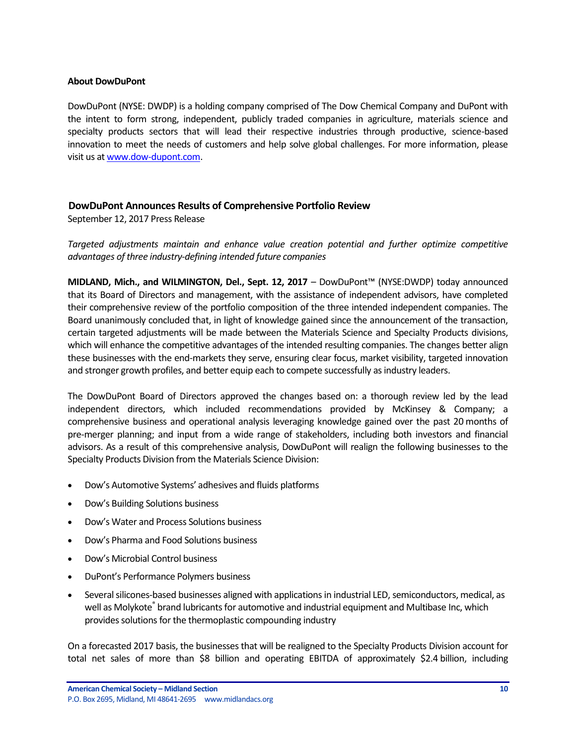**About DowDuPont**

DowDuPont (NYSE: DWDP) is a holding company comprised of The Dow Chemical Company and DuPont with the intent to form strong, independent, publicly traded companies in agriculture, materials science and specialty products sectors that will lead their respective industries through productive, science-based innovation to meet the needs of customers and help solve global challenges. For more information, please visit us at www.dow-dupont.com.

## DowDuPont Announces Results of Comprehensive Portfolio Review

September 12, 2017 Press Release

*Targeted adjustments maintain and enhance value creation potential and further optimize competitive advantages of three industry-defining intended future companies*

**MIDLAND, Mich., and WILMINGTON, Del., Sept. 12, 2017** – DowDuPont™ (NYSE:DWDP) today announced that its Board of Directors and management, with the assistance of independent advisors, have completed their comprehensive review of the portfolio composition of the three intended independent companies. The Board unanimously concluded that, in light of knowledge gained since the announcement of the transaction, certain targeted adjustments will be made between the Materials Science and Specialty Products divisions, which will enhance the competitive advantages of the intended resulting companies. The changes better align these businesses with the end-markets they serve, ensuring clear focus, market visibility, targeted innovation and stronger growth profiles, and better equip each to compete successfully as industry leaders.

The DowDuPont Board of Directors approved the changes based on: a thorough review led by the lead independent directors, which included recommendations provided by McKinsey & Company; a comprehensive business and operational analysis leveraging knowledge gained over the past 20 months of pre-merger planning; and input from a wide range of stakeholders, including both investors and financial advisors. As a result of this comprehensive analysis, DowDuPont will realign the following businesses to the Specialty Products Division from the Materials Science Division:

- Dow's Automotive Systems' adhesives and fluids platforms
- Dow's Building Solutions business
- Dow's Water and Process Solutions business
- Dow's Pharma and Food Solutions business
- Dow's Microbial Control business
- DuPont's Performance Polymers business
- Several silicones-based businesses aligned with applications in industrial LED, semiconductors, medical, as well as Molykote® brand lubricants for automotive and industrial equipment and Multibase Inc, which provides solutions for the thermoplastic compounding industry

On a forecasted 2017 basis, the businesses that will be realigned to the Specialty Products Division account for total net sales of more than $8 billion and operating EBITDA of approximately $2.4 billion, including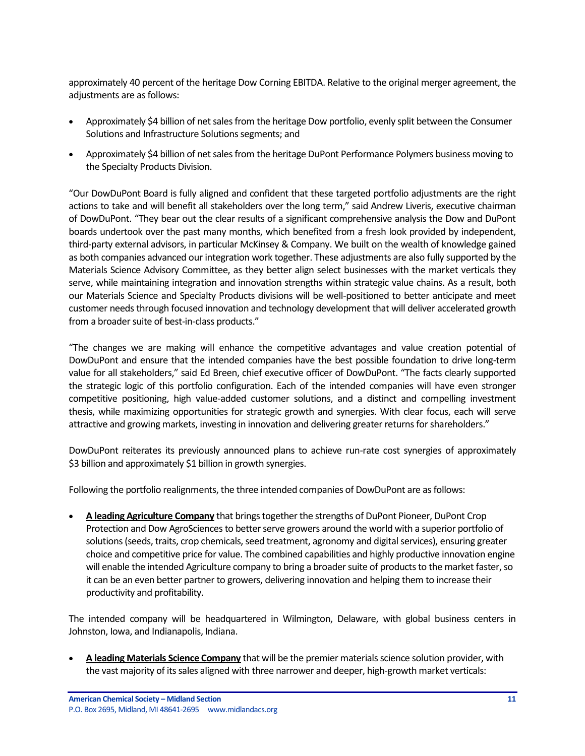approximately 40 percent of the heritage Dow Corning EBITDA. Relative to the original merger agreement, the adjustments are as follows:

- Approximately $4 billion of net sales from the heritage Dow portfolio, evenly split between the Consumer Solutions and Infrastructure Solutions segments; and
- Approximately $4 billion of net sales from the heritage DuPont Performance Polymers business moving to the Specialty Products Division.

"Our DowDuPont Board is fully aligned and confident that these targeted portfolio adjustments are the right actions to take and will benefit all stakeholders over the long term," said Andrew Liveris, executive chairman of DowDuPont. "They bear out the clear results of a significant comprehensive analysis the Dow and DuPont boards undertook over the past many months, which benefited from a fresh look provided by independent, third-party external advisors, in particular McKinsey & Company. We built on the wealth of knowledge gained as both companies advanced our integration work together. These adjustments are also fully supported by the Materials Science Advisory Committee, as they better align select businesses with the market verticals they serve, while maintaining integration and innovation strengths within strategic value chains. As a result, both our Materials Science and Specialty Products divisions will be well-positioned to better anticipate and meet customer needs through focused innovation and technology development that will deliver accelerated growth from a broader suite of best-in-class products."

"The changes we are making will enhance the competitive advantages and value creation potential of DowDuPont and ensure that the intended companies have the best possible foundation to drive long-term value for all stakeholders," said Ed Breen, chief executive officer of DowDuPont. "The facts clearly supported the strategic logic of this portfolio configuration. Each of the intended companies will have even stronger competitive positioning, high value-added customer solutions, and a distinct and compelling investment thesis, while maximizing opportunities for strategic growth and synergies. With clear focus, each will serve attractive and growing markets, investing in innovation and delivering greater returns for shareholders."

DowDuPont reiterates its previously announced plans to achieve run-rate cost synergies of approximately $3 billion and approximately $1 billion in growth synergies.

Following the portfolio realignments, the three intended companies of DowDuPont are as follows:

- **A leading Agriculture Company** that brings together the strengths of DuPont Pioneer, DuPont Crop Protection and Dow AgroSciences to better serve growers around the world with a superior portfolio of solutions (seeds, traits, crop chemicals, seed treatment, agronomy and digital services), ensuring greater choice and competitive price for value. The combined capabilities and highly productive innovation engine will enable the intended Agriculture company to bring a broader suite of products to the market faster, so it can be an even better partner to growers, delivering innovation and helping them to increase their productivity and profitability.

The intended company will be headquartered in Wilmington, Delaware, with global business centers in Johnston, Iowa, and Indianapolis, Indiana.

- **A leading Materials Science Company** that will be the premier materials science solution provider, with the vast majority of its sales aligned with three narrower and deeper, high-growth market verticals: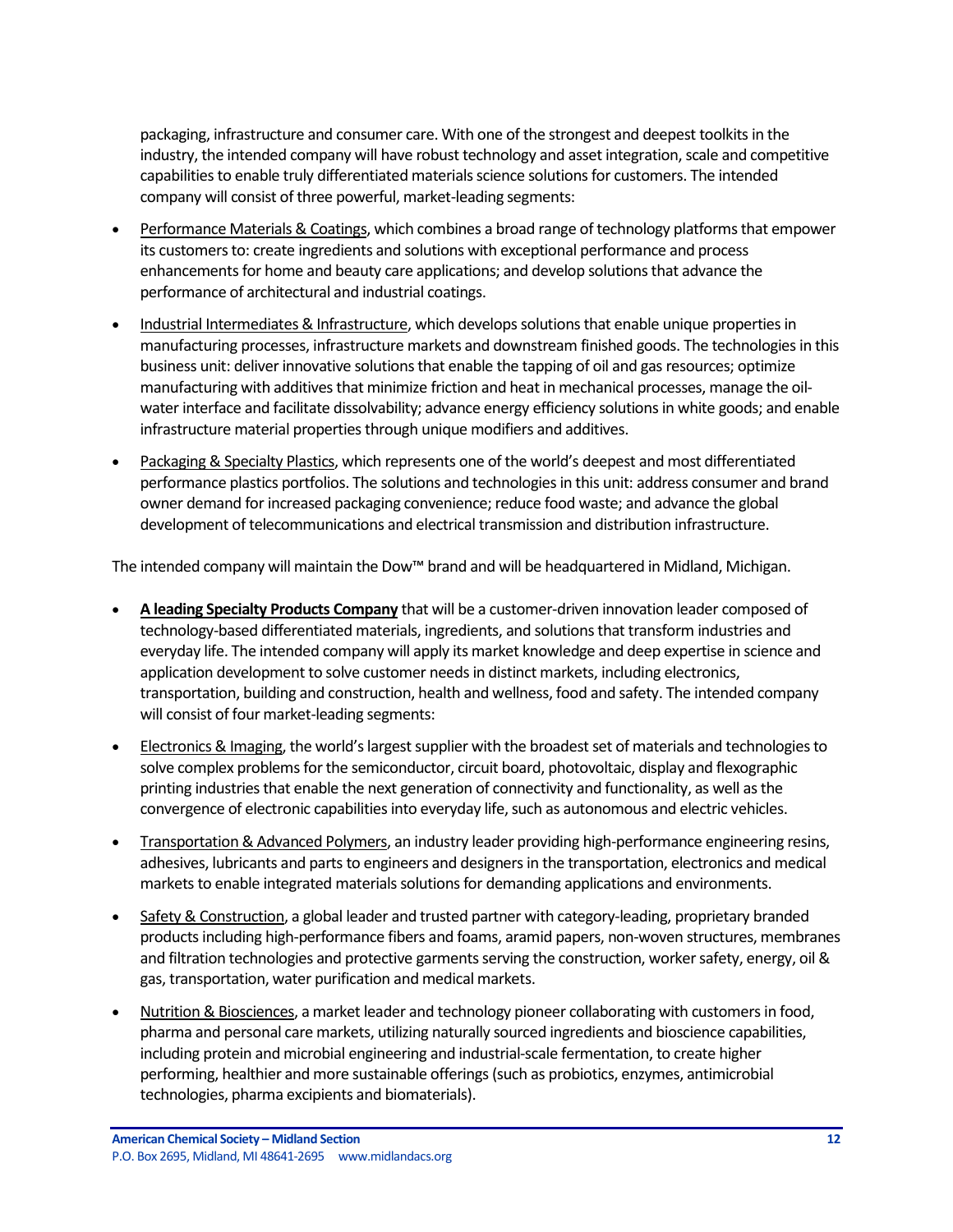packaging, infrastructure and consumer care. With one of the strongest and deepest toolkits in the industry, the intended company will have robust technology and asset integration, scale and competitive capabilities to enable truly differentiated materials science solutions for customers. The intended company will consist of three powerful, market-leading segments:

- Performance Materials & Coatings, which combines a broad range of technology platforms that empower its customers to: create ingredients and solutions with exceptional performance and process enhancements for home and beauty care applications; and develop solutions that advance the performance of architectural and industrial coatings.
- Industrial Intermediates & Infrastructure, which develops solutions that enable unique properties in manufacturing processes, infrastructure markets and downstream finished goods. The technologies in this business unit: deliver innovative solutions that enable the tapping of oil and gas resources; optimize manufacturing with additives that minimize friction and heat in mechanical processes, manage the oil-water interface and facilitate dissolvability; advance energy efficiency solutions in white goods; and enable infrastructure material properties through unique modifiers and additives.
- Packaging & Specialty Plastics, which represents one of the world's deepest and most differentiated performance plastics portfolios. The solutions and technologies in this unit: address consumer and brand owner demand for increased packaging convenience; reduce food waste; and advance the global development of telecommunications and electrical transmission and distribution infrastructure.

The intended company will maintain the Dow™ brand and will be headquartered in Midland, Michigan.

- **A leading Specialty Products Company** that will be a customer-driven innovation leader composed of technology-based differentiated materials, ingredients, and solutions that transform industries and everyday life. The intended company will apply its market knowledge and deep expertise in science and application development to solve customer needs in distinct markets, including electronics, transportation, building and construction, health and wellness, food and safety. The intended company will consist of four market-leading segments:
- Electronics & Imaging, the world's largest supplier with the broadest set of materials and technologies to solve complex problems for the semiconductor, circuit board, photovoltaic, display and flexographic printing industries that enable the next generation of connectivity and functionality, as well as the convergence of electronic capabilities into everyday life, such as autonomous and electric vehicles.
- Transportation & Advanced Polymers, an industry leader providing high-performance engineering resins, adhesives, lubricants and parts to engineers and designers in the transportation, electronics and medical markets to enable integrated materials solutions for demanding applications and environments.
- Safety & Construction, a global leader and trusted partner with category-leading, proprietary branded products including high-performance fibers and foams, aramid papers, non-woven structures, membranes and filtration technologies and protective garments serving the construction, worker safety, energy, oil & gas, transportation, water purification and medical markets.
- Nutrition & Biosciences, a market leader and technology pioneer collaborating with customers in food, pharma and personal care markets, utilizing naturally sourced ingredients and bioscience capabilities, including protein and microbial engineering and industrial-scale fermentation, to create higher performing, healthier and more sustainable offerings (such as probiotics, enzymes, antimicrobial technologies, pharma excipients and biomaterials).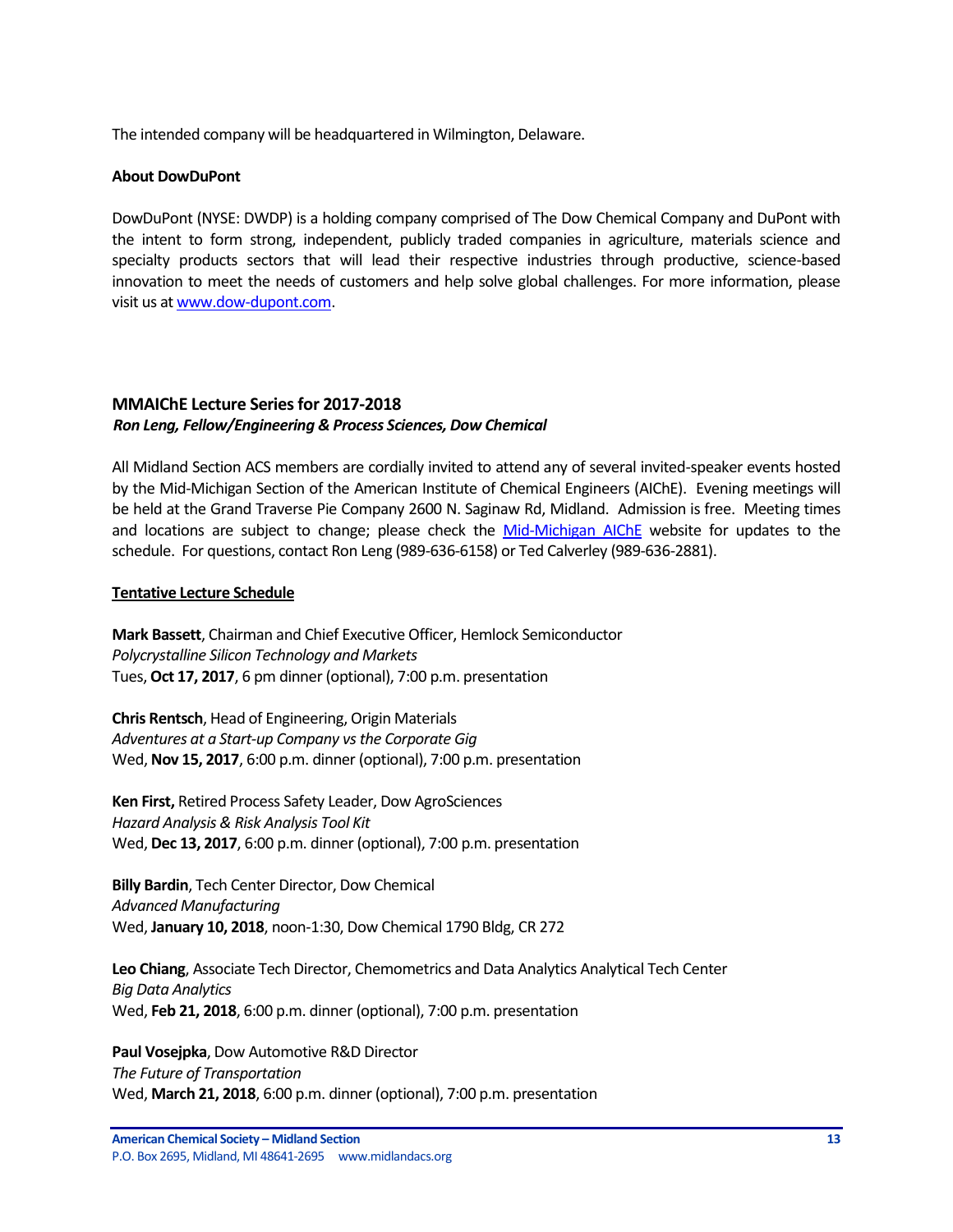The intended company will be headquartered in Wilmington, Delaware.

**About DowDuPont**

DowDuPont (NYSE: DWDP) is a holding company comprised of The Dow Chemical Company and DuPont with the intent to form strong, independent, publicly traded companies in agriculture, materials science and specialty products sectors that will lead their respective industries through productive, science-based innovation to meet the needs of customers and help solve global challenges. For more information, please visit us at [www.dow-dupont.com](www.dow-dupont.com).

## MMAIChE Lecture Series for 2017-2018

***Ron Leng, Fellow/Engineering & Process Sciences, Dow Chemical***

All Midland Section ACS members are cordially invited to attend any of several invited-speaker events hosted by the Mid-Michigan Section of the American Institute of Chemical Engineers (AIChE). Evening meetings will be held at the Grand Traverse Pie Company 2600 N. Saginaw Rd, Midland. Admission is free. Meeting times and locations are subject to change; please check the Mid-Michigan AIChE website for updates to the schedule. For questions, contact Ron Leng (989-636-6158) or Ted Calverley (989-636-2881).

**Tentative Lecture Schedule**

**Mark Bassett**, Chairman and Chief Executive Officer, Hemlock Semiconductor
*Polycrystalline Silicon Technology and Markets*
Tues, **Oct 17, 2017**, 6 pm dinner (optional), 7:00 p.m. presentation

**Chris Rentsch**, Head of Engineering, Origin Materials
*Adventures at a Start-up Company vs the Corporate Gig*
Wed, **Nov 15, 2017**, 6:00 p.m. dinner (optional), 7:00 p.m. presentation

**Ken First,** Retired Process Safety Leader, Dow AgroSciences
*Hazard Analysis & Risk Analysis Tool Kit*
Wed, **Dec 13, 2017**, 6:00 p.m. dinner (optional), 7:00 p.m. presentation

**Billy Bardin**, Tech Center Director, Dow Chemical
*Advanced Manufacturing*
Wed, **January 10, 2018**, noon-1:30, Dow Chemical 1790 Bldg, CR 272

**Leo Chiang**, Associate Tech Director, Chemometrics and Data Analytics Analytical Tech Center
*Big Data Analytics*
Wed, **Feb 21, 2018**, 6:00 p.m. dinner (optional), 7:00 p.m. presentation

**Paul Vosejpka**, Dow Automotive R&D Director
*The Future of Transportation*
Wed, **March 21, 2018**, 6:00 p.m. dinner (optional), 7:00 p.m. presentation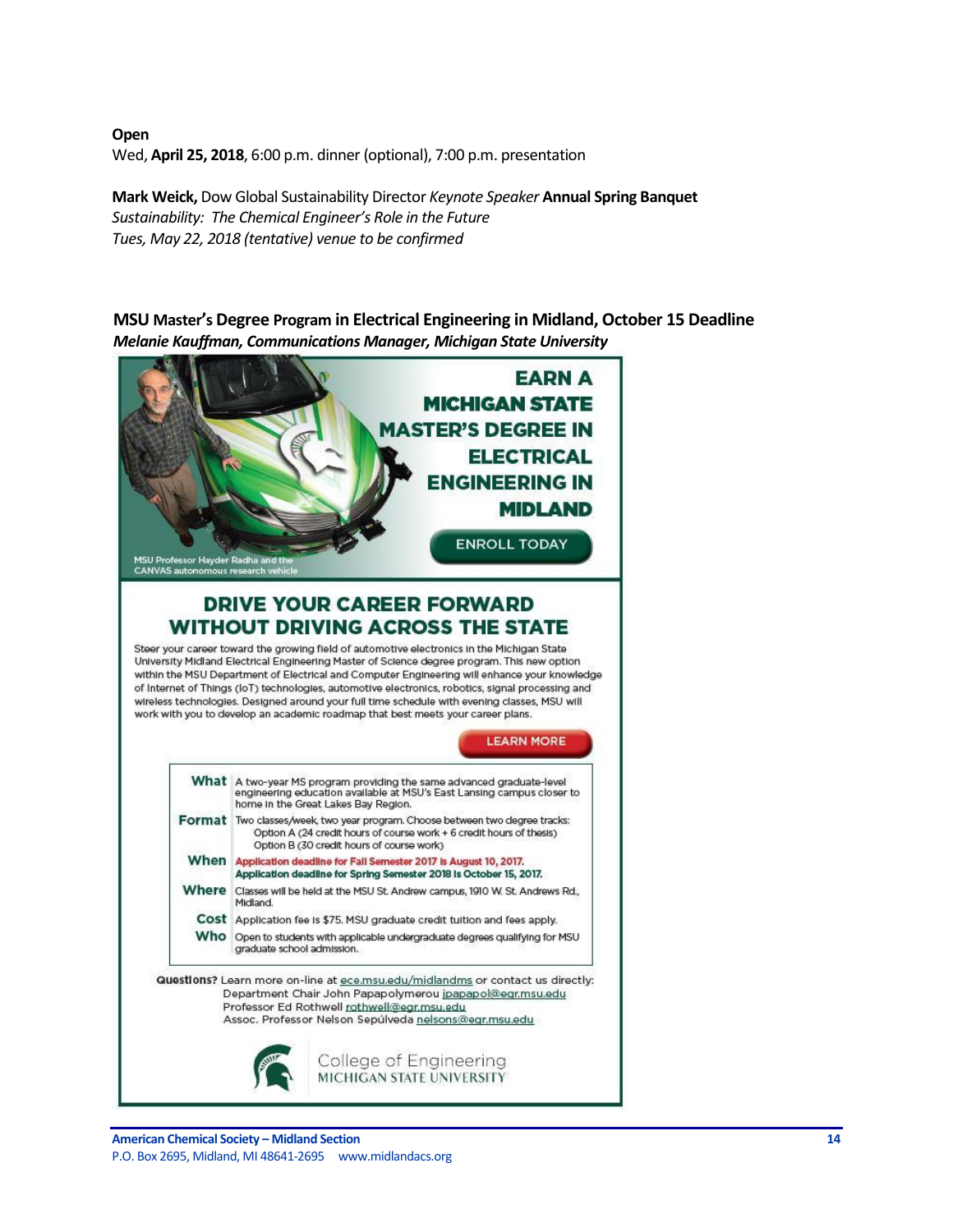**Open**
Wed, **April 25, 2018**, 6:00 p.m. dinner (optional), 7:00 p.m. presentation

**Mark Weick,** Dow Global Sustainability Director *Keynote Speaker* **Annual Spring Banquet**
*Sustainability: The Chemical Engineer's Role in the Future*
*Tues, May 22, 2018 (tentative) venue to be confirmed*

## MSU Master's Degree Program in Electrical Engineering in Midland, October 15 Deadline

***Melanie Kauffman, Communications Manager, Michigan State University***

# EARN A MICHIGAN STATE MASTER'S DEGREE IN ELECTRICAL ENGINEERING IN MIDLAND

ENROLL TODAY

MSU Professor Hayder Radha and the CANVAS autonomous research vehicle

## DRIVE YOUR CAREER FORWARD WITHOUT DRIVING ACROSS THE STATE

Steer your career toward the growing field of automotive electronics in the Michigan State University Midland Electrical Engineering Master of Science degree program. This new option within the MSU Department of Electrical and Computer Engineering will enhance your knowledge of Internet of Things (IoT) technologies, automotive electronics, robotics, signal processing and wireless technologies. Designed around your full time schedule with evening classes, MSU will work with you to develop an academic roadmap that best meets your career plans.

LEARN MORE

| | |
|---|---|
| **What** | A two-year MS program providing the same advanced graduate-level engineering education available at MSU's East Lansing campus closer to home in the Great Lakes Bay Region. |
| **Format** | Two classes/week, two year program. Choose between two degree tracks: Option A (24 credit hours of course work + 6 credit hours of thesis) Option B (30 credit hours of course work) |
| **When** | **Application deadline for Fall Semester 2017 is August 10, 2017.** **Application deadline for Spring Semester 2018 is October 15, 2017.** |
| **Where** | Classes will be held at the MSU St. Andrew campus, 1910 W. St. Andrews Rd., Midland. |
| **Cost** | Application fee is $75. MSU graduate credit tuition and fees apply. |
| **Who** | Open to students with applicable undergraduate degrees qualifying for MSU graduate school admission. |

**Questions?** Learn more on-line at ece.msu.edu/midlandms or contact us directly:
Department Chair John Papapolymerou jpapapol@egr.msu.edu
Professor Ed Rothwell rothwell@egr.msu.edu
Assoc. Professor Nelson Sepúlveda nelsons@egr.msu.edu

College of Engineering
MICHIGAN STATE UNIVERSITY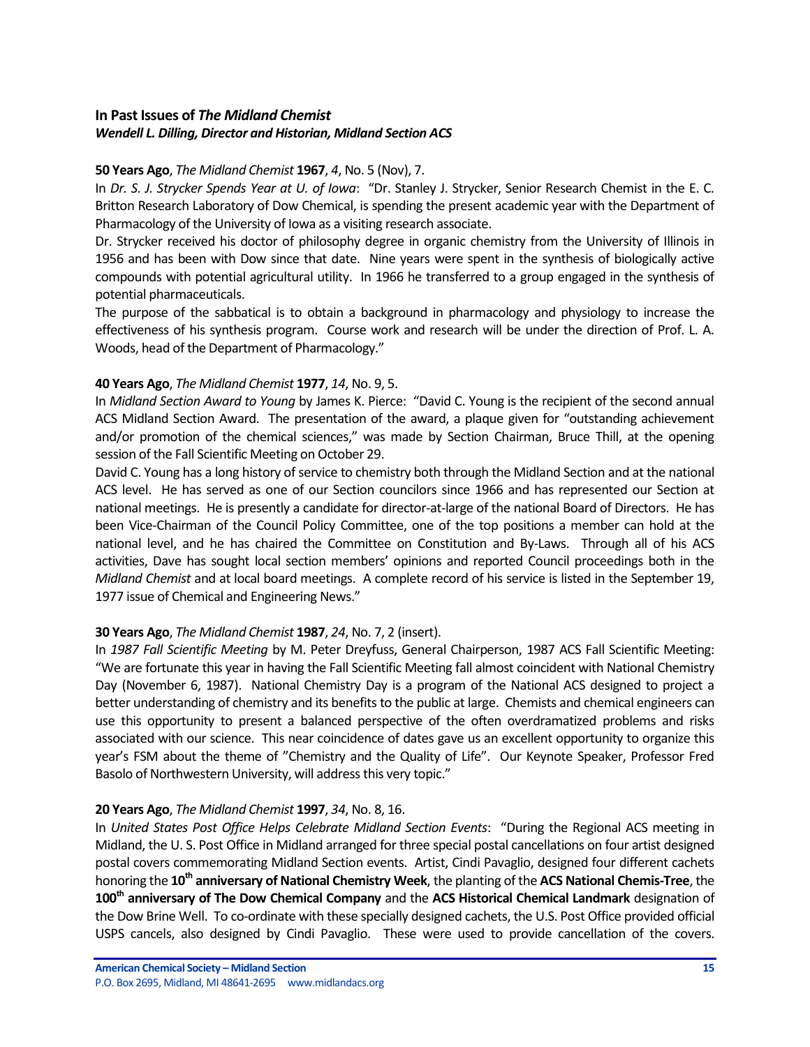## In Past Issues of *The Midland Chemist*

***Wendell L. Dilling, Director and Historian, Midland Section ACS***

**50 Years Ago**, *The Midland Chemist* **1967**, *4*, No. 5 (Nov), 7.

In *Dr. S. J. Strycker Spends Year at U. of Iowa*: "Dr. Stanley J. Strycker, Senior Research Chemist in the E. C. Britton Research Laboratory of Dow Chemical, is spending the present academic year with the Department of Pharmacology of the University of Iowa as a visiting research associate.

Dr. Strycker received his doctor of philosophy degree in organic chemistry from the University of Illinois in 1956 and has been with Dow since that date. Nine years were spent in the synthesis of biologically active compounds with potential agricultural utility. In 1966 he transferred to a group engaged in the synthesis of potential pharmaceuticals.

The purpose of the sabbatical is to obtain a background in pharmacology and physiology to increase the effectiveness of his synthesis program. Course work and research will be under the direction of Prof. L. A. Woods, head of the Department of Pharmacology."

**40 Years Ago**, *The Midland Chemist* **1977**, *14*, No. 9, 5.

In *Midland Section Award to Young* by James K. Pierce: "David C. Young is the recipient of the second annual ACS Midland Section Award. The presentation of the award, a plaque given for "outstanding achievement and/or promotion of the chemical sciences," was made by Section Chairman, Bruce Thill, at the opening session of the Fall Scientific Meeting on October 29.

David C. Young has a long history of service to chemistry both through the Midland Section and at the national ACS level. He has served as one of our Section councilors since 1966 and has represented our Section at national meetings. He is presently a candidate for director-at-large of the national Board of Directors. He has been Vice-Chairman of the Council Policy Committee, one of the top positions a member can hold at the national level, and he has chaired the Committee on Constitution and By-Laws. Through all of his ACS activities, Dave has sought local section members' opinions and reported Council proceedings both in the *Midland Chemist* and at local board meetings. A complete record of his service is listed in the September 19, 1977 issue of Chemical and Engineering News."

**30 Years Ago**, *The Midland Chemist* **1987**, *24*, No. 7, 2 (insert).

In *1987 Fall Scientific Meeting* by M. Peter Dreyfuss, General Chairperson, 1987 ACS Fall Scientific Meeting: "We are fortunate this year in having the Fall Scientific Meeting fall almost coincident with National Chemistry Day (November 6, 1987). National Chemistry Day is a program of the National ACS designed to project a better understanding of chemistry and its benefits to the public at large. Chemists and chemical engineers can use this opportunity to present a balanced perspective of the often overdramatized problems and risks associated with our science. This near coincidence of dates gave us an excellent opportunity to organize this year's FSM about the theme of "Chemistry and the Quality of Life". Our Keynote Speaker, Professor Fred Basolo of Northwestern University, will address this very topic."

**20 Years Ago**, *The Midland Chemist* **1997**, *34*, No. 8, 16.

In *United States Post Office Helps Celebrate Midland Section Events*: "During the Regional ACS meeting in Midland, the U. S. Post Office in Midland arranged for three special postal cancellations on four artist designed postal covers commemorating Midland Section events. Artist, Cindi Pavaglio, designed four different cachets honoring the **10th anniversary of National Chemistry Week**, the planting of the **ACS National Chemis-Tree**, the **100th anniversary of The Dow Chemical Company** and the **ACS Historical Chemical Landmark** designation of the Dow Brine Well. To co-ordinate with these specially designed cachets, the U.S. Post Office provided official USPS cancels, also designed by Cindi Pavaglio. These were used to provide cancellation of the covers.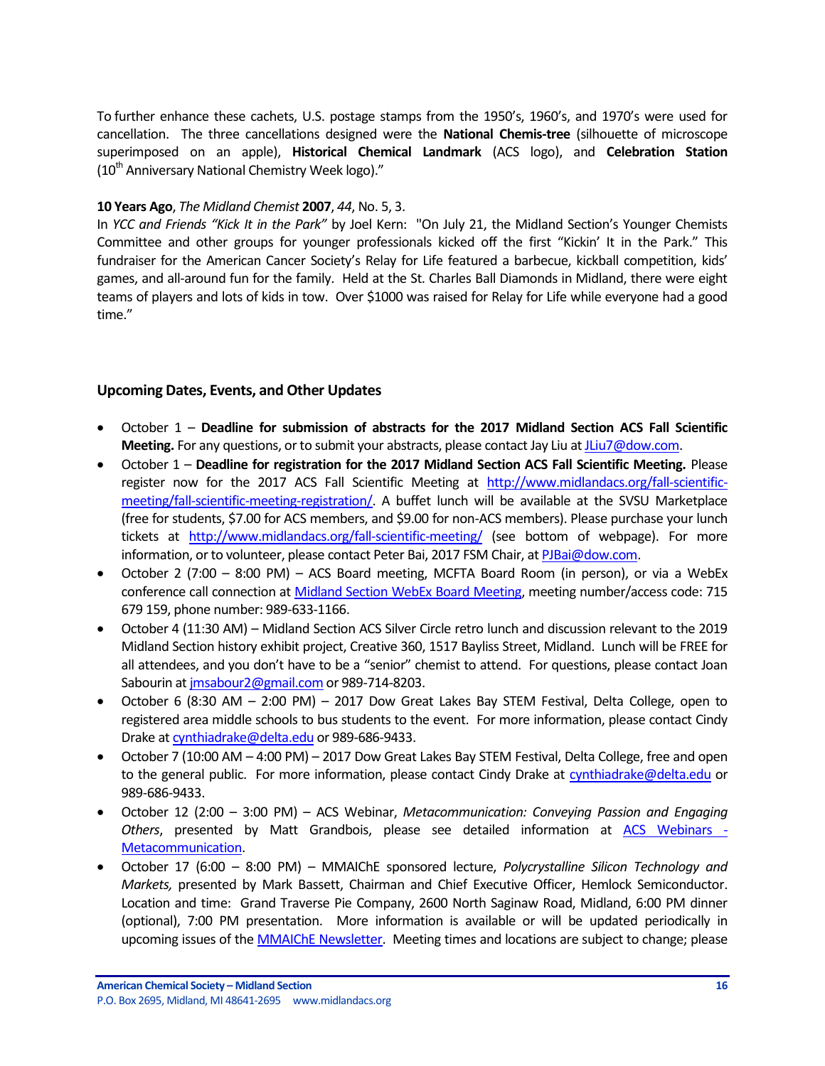To further enhance these cachets, U.S. postage stamps from the 1950's, 1960's, and 1970's were used for cancellation. The three cancellations designed were the **National Chemis-tree** (silhouette of microscope superimposed on an apple), **Historical Chemical Landmark** (ACS logo), and **Celebration Station** (10$^{th}$ Anniversary National Chemistry Week logo)."

**10 Years Ago**, *The Midland Chemist* **2007**, *44*, No. 5, 3.
In *YCC and Friends "Kick It in the Park"* by Joel Kern: "On July 21, the Midland Section's Younger Chemists Committee and other groups for younger professionals kicked off the first "Kickin' It in the Park." This fundraiser for the American Cancer Society's Relay for Life featured a barbecue, kickball competition, kids' games, and all-around fun for the family. Held at the St. Charles Ball Diamonds in Midland, there were eight teams of players and lots of kids in tow. Over $1000 was raised for Relay for Life while everyone had a good time."

### Upcoming Dates, Events, and Other Updates

- October 1 – **Deadline for submission of abstracts for the 2017 Midland Section ACS Fall Scientific Meeting.** For any questions, or to submit your abstracts, please contact Jay Liu at JLiu7@dow.com.
- October 1 – **Deadline for registration for the 2017 Midland Section ACS Fall Scientific Meeting.** Please register now for the 2017 ACS Fall Scientific Meeting at http://www.midlandacs.org/fall-scientific-meeting/fall-scientific-meeting-registration/. A buffet lunch will be available at the SVSU Marketplace (free for students, $7.00 for ACS members, and $9.00 for non-ACS members). Please purchase your lunch tickets at http://www.midlandacs.org/fall-scientific-meeting/ (see bottom of webpage). For more information, or to volunteer, please contact Peter Bai, 2017 FSM Chair, at PJBai@dow.com.
- October 2 (7:00 – 8:00 PM) – ACS Board meeting, MCFTA Board Room (in person), or via a WebEx conference call connection at Midland Section WebEx Board Meeting, meeting number/access code: 715 679 159, phone number: 989-633-1166.
- October 4 (11:30 AM) – Midland Section ACS Silver Circle retro lunch and discussion relevant to the 2019 Midland Section history exhibit project, Creative 360, 1517 Bayliss Street, Midland. Lunch will be FREE for all attendees, and you don't have to be a "senior" chemist to attend. For questions, please contact Joan Sabourin at jmsabour2@gmail.com or 989-714-8203.
- October 6 (8:30 AM – 2:00 PM) – 2017 Dow Great Lakes Bay STEM Festival, Delta College, open to registered area middle schools to bus students to the event. For more information, please contact Cindy Drake at cynthiadrake@delta.edu or 989-686-9433.
- October 7 (10:00 AM – 4:00 PM) – 2017 Dow Great Lakes Bay STEM Festival, Delta College, free and open to the general public. For more information, please contact Cindy Drake at cynthiadrake@delta.edu or 989-686-9433.
- October 12 (2:00 – 3:00 PM) – ACS Webinar, *Metacommunication: Conveying Passion and Engaging Others*, presented by Matt Grandbois, please see detailed information at ACS Webinars - Metacommunication.
- October 17 (6:00 – 8:00 PM) – MMAIChE sponsored lecture, *Polycrystalline Silicon Technology and Markets,* presented by Mark Bassett, Chairman and Chief Executive Officer, Hemlock Semiconductor. Location and time: Grand Traverse Pie Company, 2600 North Saginaw Road, Midland, 6:00 PM dinner (optional), 7:00 PM presentation. More information is available or will be updated periodically in upcoming issues of the MMAIChE Newsletter. Meeting times and locations are subject to change; please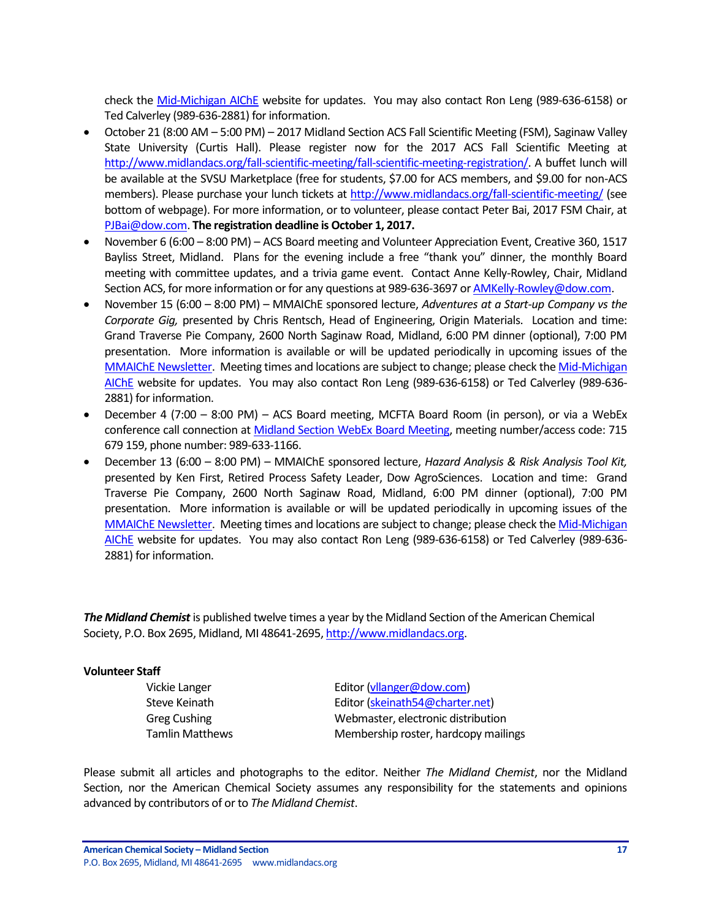check the [Mid-Michigan AIChE](#) website for updates. You may also contact Ron Leng (989-636-6158) or Ted Calverley (989-636-2881) for information.

- October 21 (8:00 AM – 5:00 PM) – 2017 Midland Section ACS Fall Scientific Meeting (FSM), Saginaw Valley State University (Curtis Hall). Please register now for the 2017 ACS Fall Scientific Meeting at http://www.midlandacs.org/fall-scientific-meeting/fall-scientific-meeting-registration/. A buffet lunch will be available at the SVSU Marketplace (free for students, $7.00 for ACS members, and $9.00 for non-ACS members). Please purchase your lunch tickets at http://www.midlandacs.org/fall-scientific-meeting/ (see bottom of webpage). For more information, or to volunteer, please contact Peter Bai, 2017 FSM Chair, at PJBai@dow.com. **The registration deadline is October 1, 2017.**
- November 6 (6:00 – 8:00 PM) – ACS Board meeting and Volunteer Appreciation Event, Creative 360, 1517 Bayliss Street, Midland. Plans for the evening include a free "thank you" dinner, the monthly Board meeting with committee updates, and a trivia game event. Contact Anne Kelly-Rowley, Chair, Midland Section ACS, for more information or for any questions at 989-636-3697 or AMKelly-Rowley@dow.com.
- November 15 (6:00 – 8:00 PM) – MMAIChE sponsored lecture, *Adventures at a Start-up Company vs the Corporate Gig,* presented by Chris Rentsch, Head of Engineering, Origin Materials. Location and time: Grand Traverse Pie Company, 2600 North Saginaw Road, Midland, 6:00 PM dinner (optional), 7:00 PM presentation. More information is available or will be updated periodically in upcoming issues of the [MMAIChE Newsletter](#). Meeting times and locations are subject to change; please check the [Mid-Michigan AIChE](#) website for updates. You may also contact Ron Leng (989-636-6158) or Ted Calverley (989-636-2881) for information.
- December 4 (7:00 – 8:00 PM) – ACS Board meeting, MCFTA Board Room (in person), or via a WebEx conference call connection at [Midland Section WebEx Board Meeting](#), meeting number/access code: 715 679 159, phone number: 989-633-1166.
- December 13 (6:00 – 8:00 PM) – MMAIChE sponsored lecture, *Hazard Analysis & Risk Analysis Tool Kit,* presented by Ken First, Retired Process Safety Leader, Dow AgroSciences. Location and time: Grand Traverse Pie Company, 2600 North Saginaw Road, Midland, 6:00 PM dinner (optional), 7:00 PM presentation. More information is available or will be updated periodically in upcoming issues of the [MMAIChE Newsletter](#). Meeting times and locations are subject to change; please check the [Mid-Michigan AIChE](#) website for updates. You may also contact Ron Leng (989-636-6158) or Ted Calverley (989-636-2881) for information.

***The Midland Chemist*** is published twelve times a year by the Midland Section of the American Chemical Society, P.O. Box 2695, Midland, MI 48641-2695, http://www.midlandacs.org.

**Volunteer Staff**

| | |
|---|---|
| Vickie Langer | Editor (vllanger@dow.com) |
| Steve Keinath | Editor (skeinath54@charter.net) |
| Greg Cushing | Webmaster, electronic distribution |
| Tamlin Matthews | Membership roster, hardcopy mailings |

Please submit all articles and photographs to the editor. Neither *The Midland Chemist*, nor the Midland Section, nor the American Chemical Society assumes any responsibility for the statements and opinions advanced by contributors of or to *The Midland Chemist*.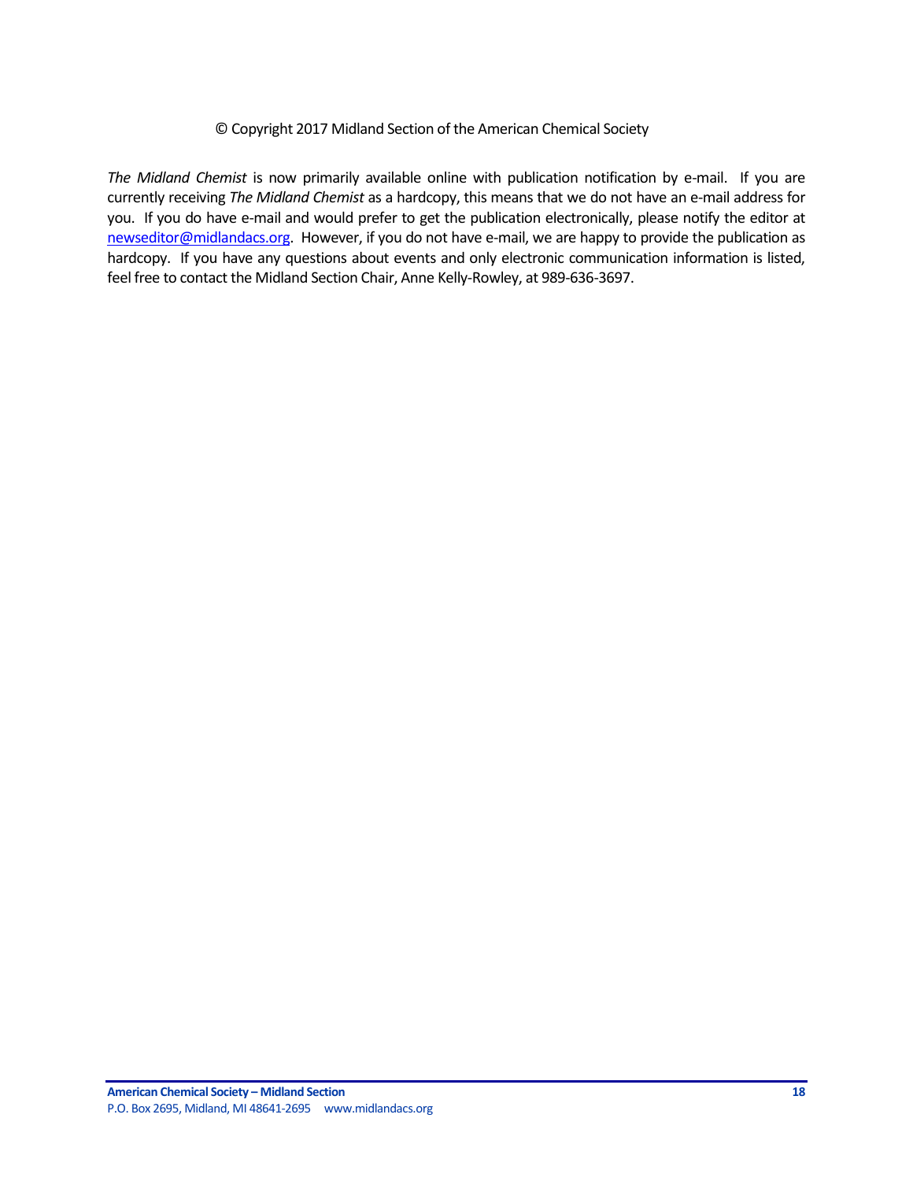© Copyright 2017 Midland Section of the American Chemical Society

*The Midland Chemist* is now primarily available online with publication notification by e-mail. If you are currently receiving *The Midland Chemist* as a hardcopy, this means that we do not have an e-mail address for you. If you do have e-mail and would prefer to get the publication electronically, please notify the editor at newseditor@midlandacs.org. However, if you do not have e-mail, we are happy to provide the publication as hardcopy. If you have any questions about events and only electronic communication information is listed, feel free to contact the Midland Section Chair, Anne Kelly-Rowley, at 989-636-3697.